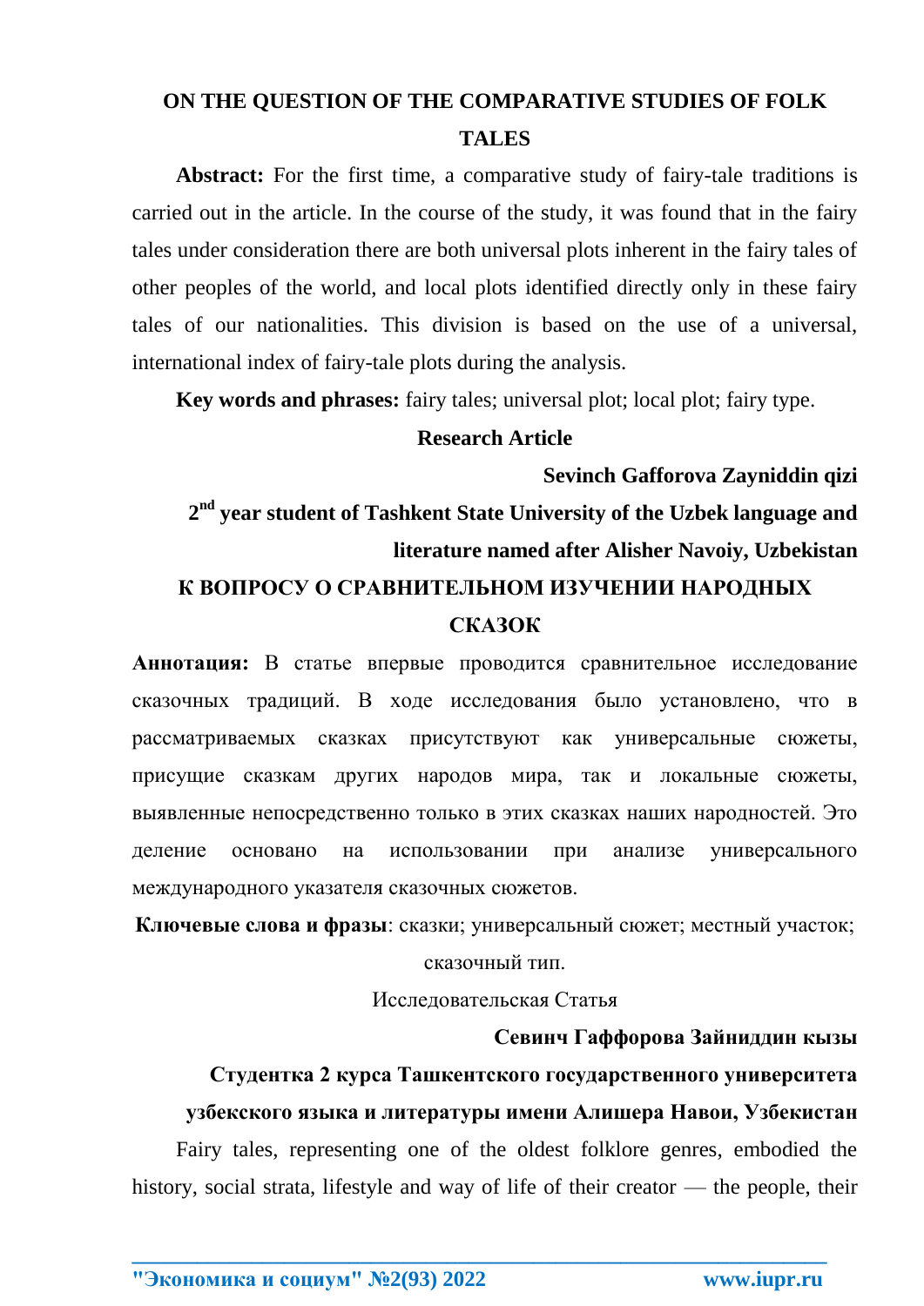# ON THE QUESTION OF THE COMPARATIVE STUDIES OF FOLK TALES

**Abstract:** For the first time, a comparative study of fairy-tale traditions is carried out in the article. In the course of the study, it was found that in the fairy tales under consideration there are both universal plots inherent in the fairy tales of other peoples of the world, and local plots identified directly only in these fairy tales of our nationalities. This division is based on the use of a universal, international index of fairy-tale plots during the analysis.

**Key words and phrases:** fairy tales; universal plot; local plot; fairy type.

**Research Article**

**Sevinch Gafforova Zayniddin qizi**

**2nd year student of Tashkent State University of the Uzbek language and literature named after Alisher Navoiy, Uzbekistan**

# К ВОПРОСУ О СРАВНИТЕЛЬНОМ ИЗУЧЕНИИ НАРОДНЫХ СКАЗОК

**Аннотация:** В статье впервые проводится сравнительное исследование сказочных традиций. В ходе исследования было установлено, что в рассматриваемых сказках присутствуют как универсальные сюжеты, присущие сказкам других народов мира, так и локальные сюжеты, выявленные непосредственно только в этих сказках наших народностей. Это деление основано на использовании при анализе универсального международного указателя сказочных сюжетов.

**Ключевые слова и фразы**: сказки; универсальный сюжет; местный участок; сказочный тип.

Исследовательская Статья

**Севинч Гаффорова Зайниддин кызы**

**Студентка 2 курса Ташкентского государственного университета узбекского языка и литературы имени Алишера Навои, Узбекистан**

Fairy tales, representing one of the oldest folklore genres, embodied the history, social strata, lifestyle and way of life of their creator — the people, their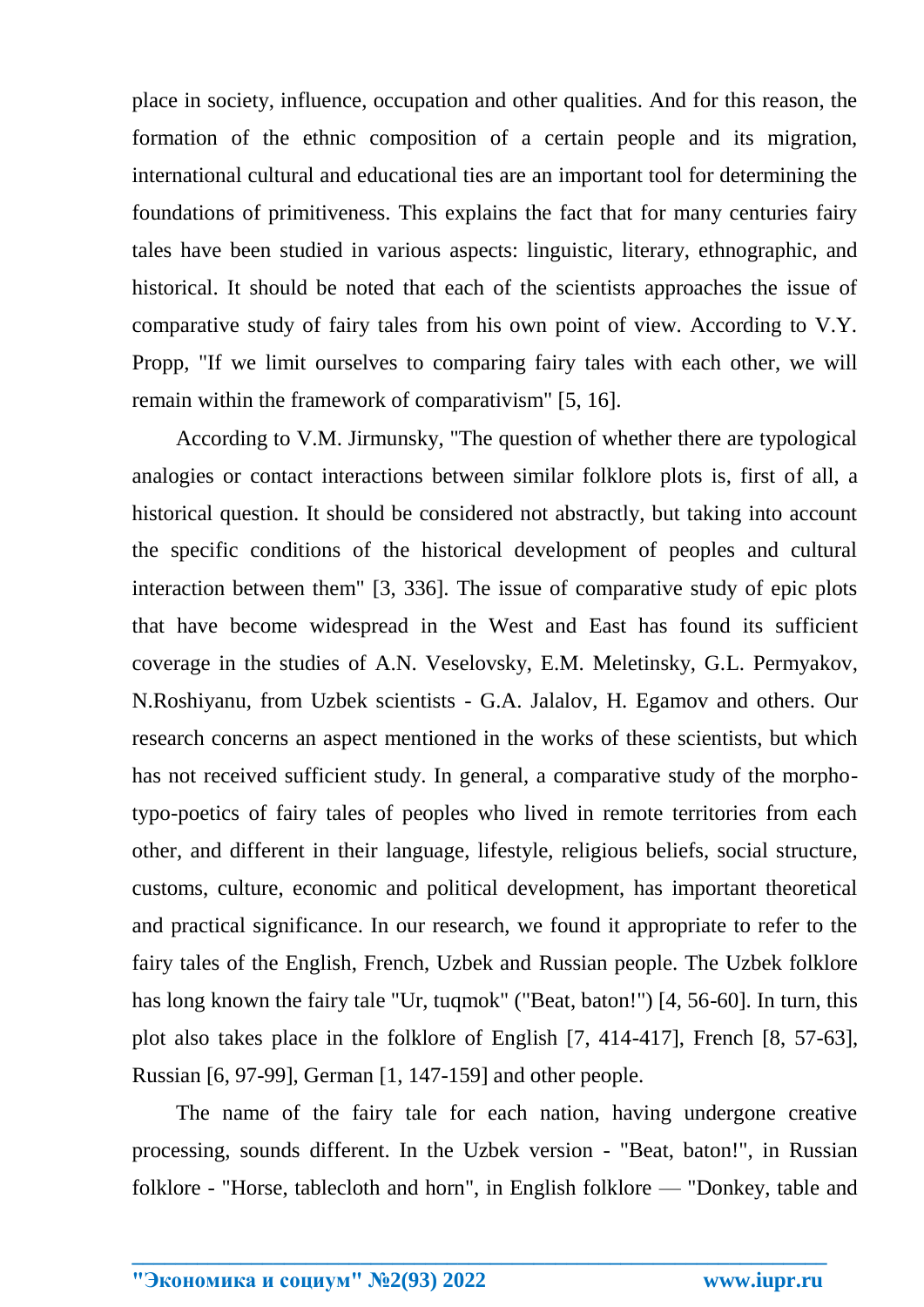place in society, influence, occupation and other qualities. And for this reason, the formation of the ethnic composition of a certain people and its migration, international cultural and educational ties are an important tool for determining the foundations of primitiveness. This explains the fact that for many centuries fairy tales have been studied in various aspects: linguistic, literary, ethnographic, and historical. It should be noted that each of the scientists approaches the issue of comparative study of fairy tales from his own point of view. According to V.Y. Propp, "If we limit ourselves to comparing fairy tales with each other, we will remain within the framework of comparativism" [5, 16].

According to V.M. Jirmunsky, "The question of whether there are typological analogies or contact interactions between similar folklore plots is, first of all, a historical question. It should be considered not abstractly, but taking into account the specific conditions of the historical development of peoples and cultural interaction between them" [3, 336]. The issue of comparative study of epic plots that have become widespread in the West and East has found its sufficient coverage in the studies of A.N. Veselovsky, E.M. Meletinsky, G.L. Permyakov, N.Roshiyanu, from Uzbek scientists - G.A. Jalalov, H. Egamov and others. Our research concerns an aspect mentioned in the works of these scientists, but which has not received sufficient study. In general, a comparative study of the morpho-typo-poetics of fairy tales of peoples who lived in remote territories from each other, and different in their language, lifestyle, religious beliefs, social structure, customs, culture, economic and political development, has important theoretical and practical significance. In our research, we found it appropriate to refer to the fairy tales of the English, French, Uzbek and Russian people. The Uzbek folklore has long known the fairy tale "Ur, tuqmok" ("Beat, baton!") [4, 56-60]. In turn, this plot also takes place in the folklore of English [7, 414-417], French [8, 57-63], Russian [6, 97-99], German [1, 147-159] and other people.

The name of the fairy tale for each nation, having undergone creative processing, sounds different. In the Uzbek version - "Beat, baton!", in Russian folklore - "Horse, tablecloth and horn", in English folklore — "Donkey, table and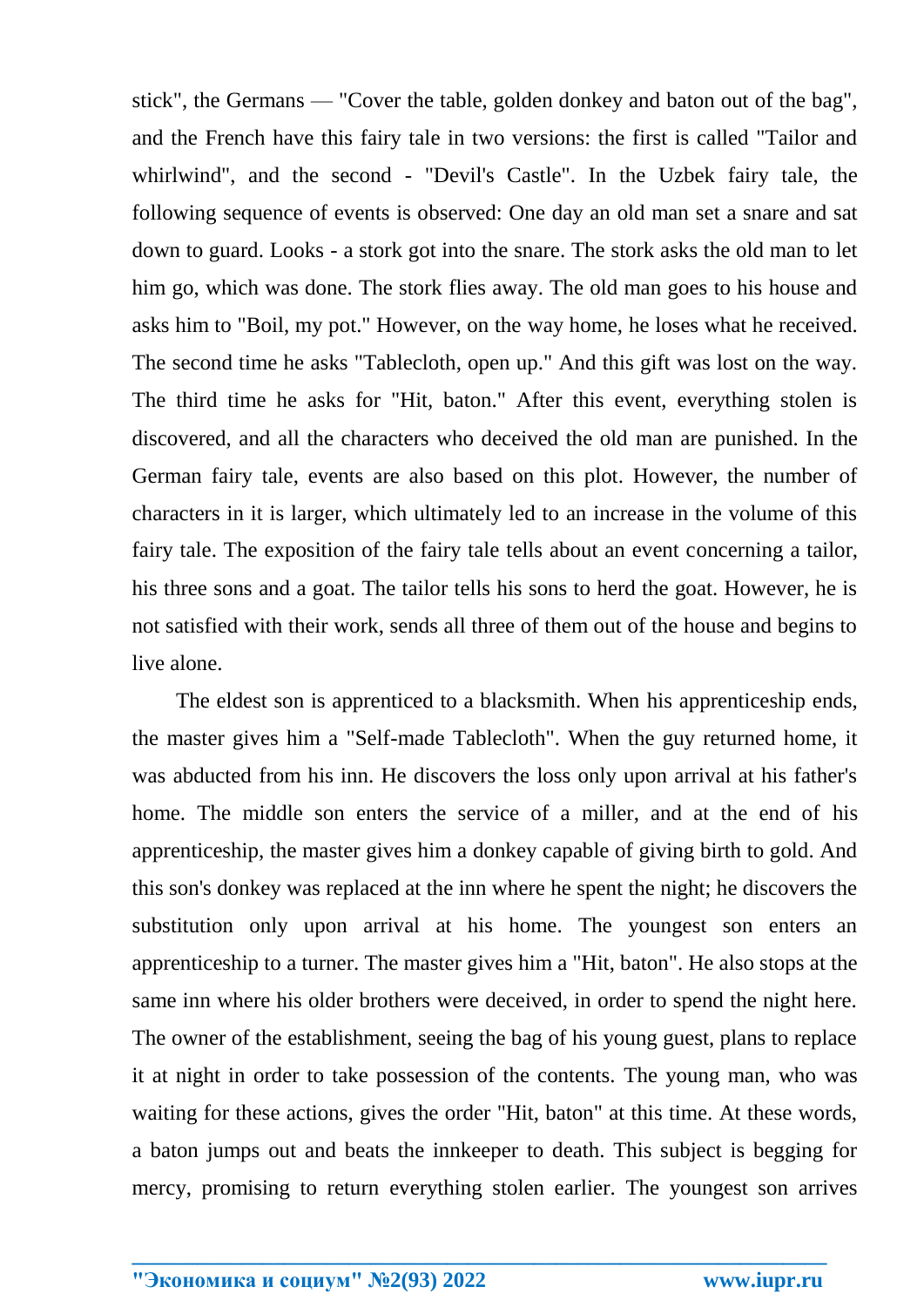stick", the Germans — "Cover the table, golden donkey and baton out of the bag", and the French have this fairy tale in two versions: the first is called "Tailor and whirlwind", and the second - "Devil's Castle". In the Uzbek fairy tale, the following sequence of events is observed: One day an old man set a snare and sat down to guard. Looks - a stork got into the snare. The stork asks the old man to let him go, which was done. The stork flies away. The old man goes to his house and asks him to "Boil, my pot." However, on the way home, he loses what he received. The second time he asks "Tablecloth, open up." And this gift was lost on the way. The third time he asks for "Hit, baton." After this event, everything stolen is discovered, and all the characters who deceived the old man are punished. In the German fairy tale, events are also based on this plot. However, the number of characters in it is larger, which ultimately led to an increase in the volume of this fairy tale. The exposition of the fairy tale tells about an event concerning a tailor, his three sons and a goat. The tailor tells his sons to herd the goat. However, he is not satisfied with their work, sends all three of them out of the house and begins to live alone.

The eldest son is apprenticed to a blacksmith. When his apprenticeship ends, the master gives him a "Self-made Tablecloth". When the guy returned home, it was abducted from his inn. He discovers the loss only upon arrival at his father's home. The middle son enters the service of a miller, and at the end of his apprenticeship, the master gives him a donkey capable of giving birth to gold. And this son's donkey was replaced at the inn where he spent the night; he discovers the substitution only upon arrival at his home. The youngest son enters an apprenticeship to a turner. The master gives him a "Hit, baton". He also stops at the same inn where his older brothers were deceived, in order to spend the night here. The owner of the establishment, seeing the bag of his young guest, plans to replace it at night in order to take possession of the contents. The young man, who was waiting for these actions, gives the order "Hit, baton" at this time. At these words, a baton jumps out and beats the innkeeper to death. This subject is begging for mercy, promising to return everything stolen earlier. The youngest son arrives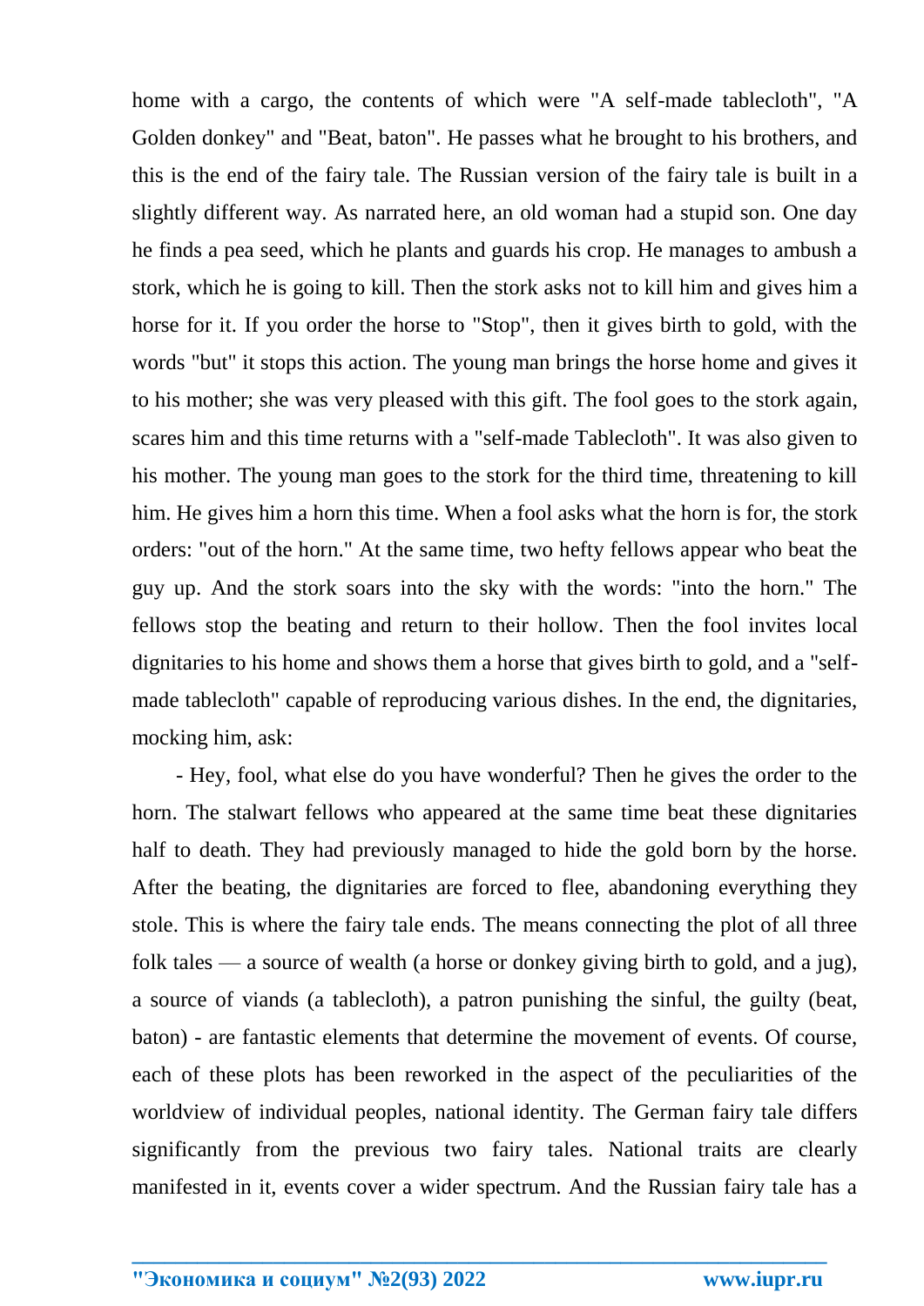home with a cargo, the contents of which were "A self-made tablecloth", "A Golden donkey" and "Beat, baton". He passes what he brought to his brothers, and this is the end of the fairy tale. The Russian version of the fairy tale is built in a slightly different way. As narrated here, an old woman had a stupid son. One day he finds a pea seed, which he plants and guards his crop. He manages to ambush a stork, which he is going to kill. Then the stork asks not to kill him and gives him a horse for it. If you order the horse to "Stop", then it gives birth to gold, with the words "but" it stops this action. The young man brings the horse home and gives it to his mother; she was very pleased with this gift. The fool goes to the stork again, scares him and this time returns with a "self-made Tablecloth". It was also given to his mother. The young man goes to the stork for the third time, threatening to kill him. He gives him a horn this time. When a fool asks what the horn is for, the stork orders: "out of the horn." At the same time, two hefty fellows appear who beat the guy up. And the stork soars into the sky with the words: "into the horn." The fellows stop the beating and return to their hollow. Then the fool invites local dignitaries to his home and shows them a horse that gives birth to gold, and a "self-made tablecloth" capable of reproducing various dishes. In the end, the dignitaries, mocking him, ask:

- Hey, fool, what else do you have wonderful? Then he gives the order to the horn. The stalwart fellows who appeared at the same time beat these dignitaries half to death. They had previously managed to hide the gold born by the horse. After the beating, the dignitaries are forced to flee, abandoning everything they stole. This is where the fairy tale ends. The means connecting the plot of all three folk tales — a source of wealth (a horse or donkey giving birth to gold, and a jug), a source of viands (a tablecloth), a patron punishing the sinful, the guilty (beat, baton) - are fantastic elements that determine the movement of events. Of course, each of these plots has been reworked in the aspect of the peculiarities of the worldview of individual peoples, national identity. The German fairy tale differs significantly from the previous two fairy tales. National traits are clearly manifested in it, events cover a wider spectrum. And the Russian fairy tale has a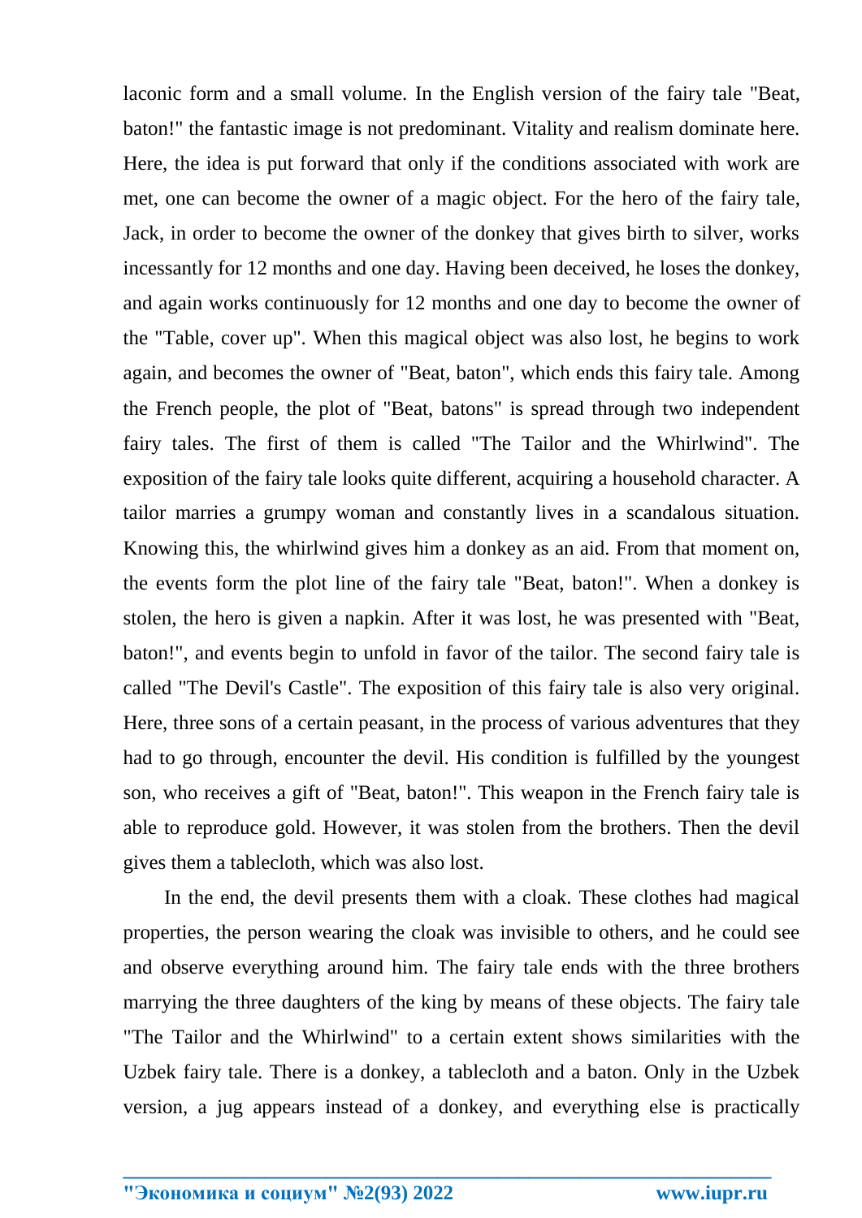laconic form and a small volume. In the English version of the fairy tale "Beat, baton!" the fantastic image is not predominant. Vitality and realism dominate here. Here, the idea is put forward that only if the conditions associated with work are met, one can become the owner of a magic object. For the hero of the fairy tale, Jack, in order to become the owner of the donkey that gives birth to silver, works incessantly for 12 months and one day. Having been deceived, he loses the donkey, and again works continuously for 12 months and one day to become the owner of the "Table, cover up". When this magical object was also lost, he begins to work again, and becomes the owner of "Beat, baton", which ends this fairy tale. Among the French people, the plot of "Beat, batons" is spread through two independent fairy tales. The first of them is called "The Tailor and the Whirlwind". The exposition of the fairy tale looks quite different, acquiring a household character. A tailor marries a grumpy woman and constantly lives in a scandalous situation. Knowing this, the whirlwind gives him a donkey as an aid. From that moment on, the events form the plot line of the fairy tale "Beat, baton!". When a donkey is stolen, the hero is given a napkin. After it was lost, he was presented with "Beat, baton!", and events begin to unfold in favor of the tailor. The second fairy tale is called "The Devil's Castle". The exposition of this fairy tale is also very original. Here, three sons of a certain peasant, in the process of various adventures that they had to go through, encounter the devil. His condition is fulfilled by the youngest son, who receives a gift of "Beat, baton!". This weapon in the French fairy tale is able to reproduce gold. However, it was stolen from the brothers. Then the devil gives them a tablecloth, which was also lost.

In the end, the devil presents them with a cloak. These clothes had magical properties, the person wearing the cloak was invisible to others, and he could see and observe everything around him. The fairy tale ends with the three brothers marrying the three daughters of the king by means of these objects. The fairy tale "The Tailor and the Whirlwind" to a certain extent shows similarities with the Uzbek fairy tale. There is a donkey, a tablecloth and a baton. Only in the Uzbek version, a jug appears instead of a donkey, and everything else is practically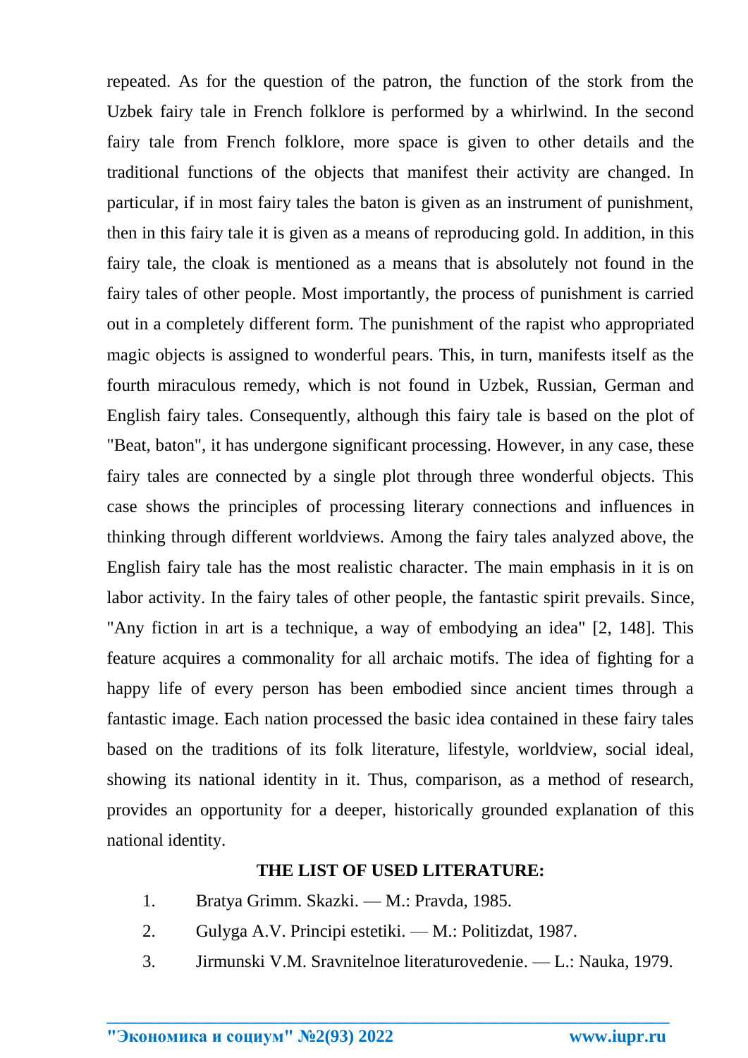repeated. As for the question of the patron, the function of the stork from the Uzbek fairy tale in French folklore is performed by a whirlwind. In the second fairy tale from French folklore, more space is given to other details and the traditional functions of the objects that manifest their activity are changed. In particular, if in most fairy tales the baton is given as an instrument of punishment, then in this fairy tale it is given as a means of reproducing gold. In addition, in this fairy tale, the cloak is mentioned as a means that is absolutely not found in the fairy tales of other people. Most importantly, the process of punishment is carried out in a completely different form. The punishment of the rapist who appropriated magic objects is assigned to wonderful pears. This, in turn, manifests itself as the fourth miraculous remedy, which is not found in Uzbek, Russian, German and English fairy tales. Consequently, although this fairy tale is based on the plot of "Beat, baton", it has undergone significant processing. However, in any case, these fairy tales are connected by a single plot through three wonderful objects. This case shows the principles of processing literary connections and influences in thinking through different worldviews. Among the fairy tales analyzed above, the English fairy tale has the most realistic character. The main emphasis in it is on labor activity. In the fairy tales of other people, the fantastic spirit prevails. Since, "Any fiction in art is a technique, a way of embodying an idea" [2, 148]. This feature acquires a commonality for all archaic motifs. The idea of fighting for a happy life of every person has been embodied since ancient times through a fantastic image. Each nation processed the basic idea contained in these fairy tales based on the traditions of its folk literature, lifestyle, worldview, social ideal, showing its national identity in it. Thus, comparison, as a method of research, provides an opportunity for a deeper, historically grounded explanation of this national identity.

## THE LIST OF USED LITERATURE:

1. Bratya Grimm. Skazki. — M.: Pravda, 1985.
2. Gulyga A.V. Principi estetiki. — M.: Politizdat, 1987.
3. Jirmunski V.M. Sravnitelnoe literaturovedenie. — L.: Nauka, 1979.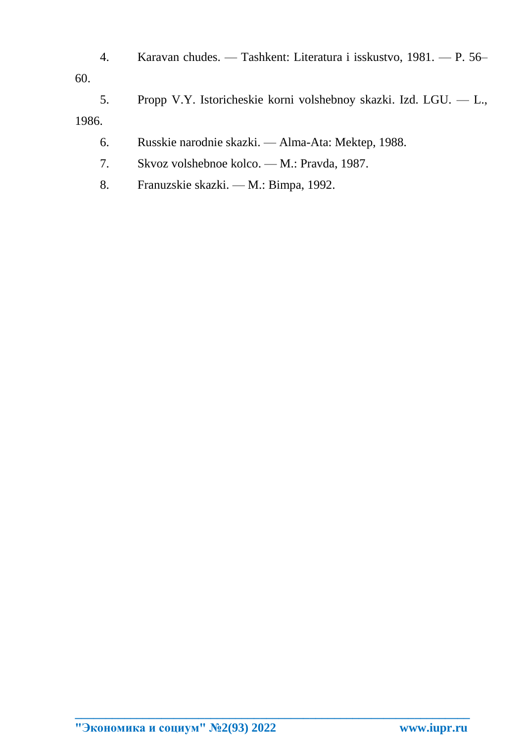4. Karavan chudes. — Tashkent: Literatura i isskustvo, 1981. — P. 56–60.
5. Propp V.Y. Istoricheskie korni volshebnoy skazki. Izd. LGU. — L., 1986.
6. Russkie narodnie skazki. — Alma-Ata: Mektep, 1988.
7. Skvoz volshebnoe kolco. — M.: Pravda, 1987.
8. Franuzskie skazki. — M.: Bimpa, 1992.